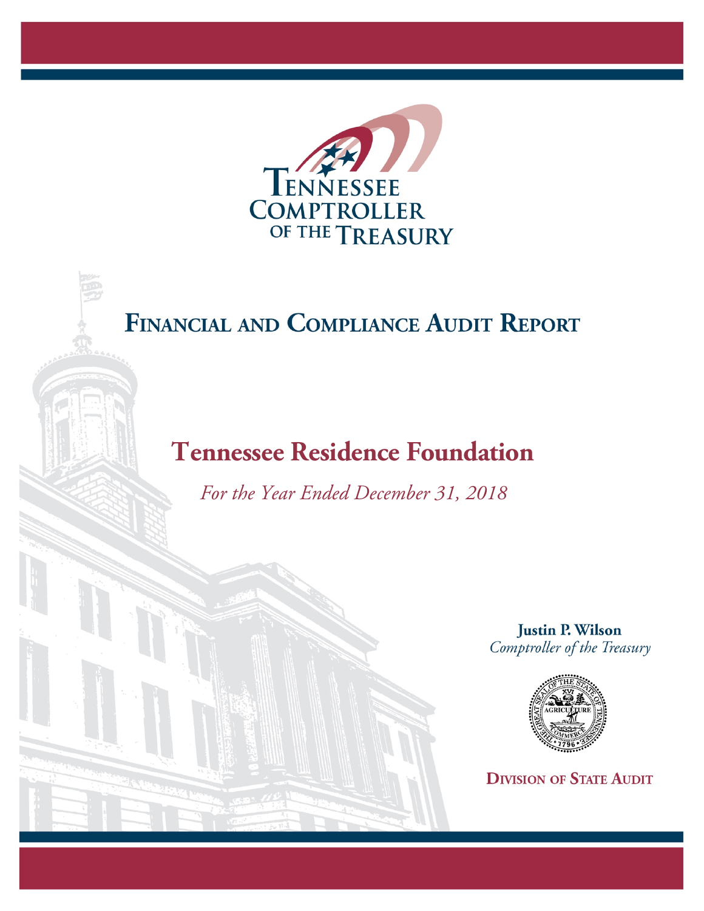Tennessee Comptroller of the Treasury

# Financial and Compliance Audit Report

## Tennessee Residence Foundation

*For the Year Ended December 31, 2018*

**Justin P. Wilson**
*Comptroller of the Treasury*

**Division of State Audit**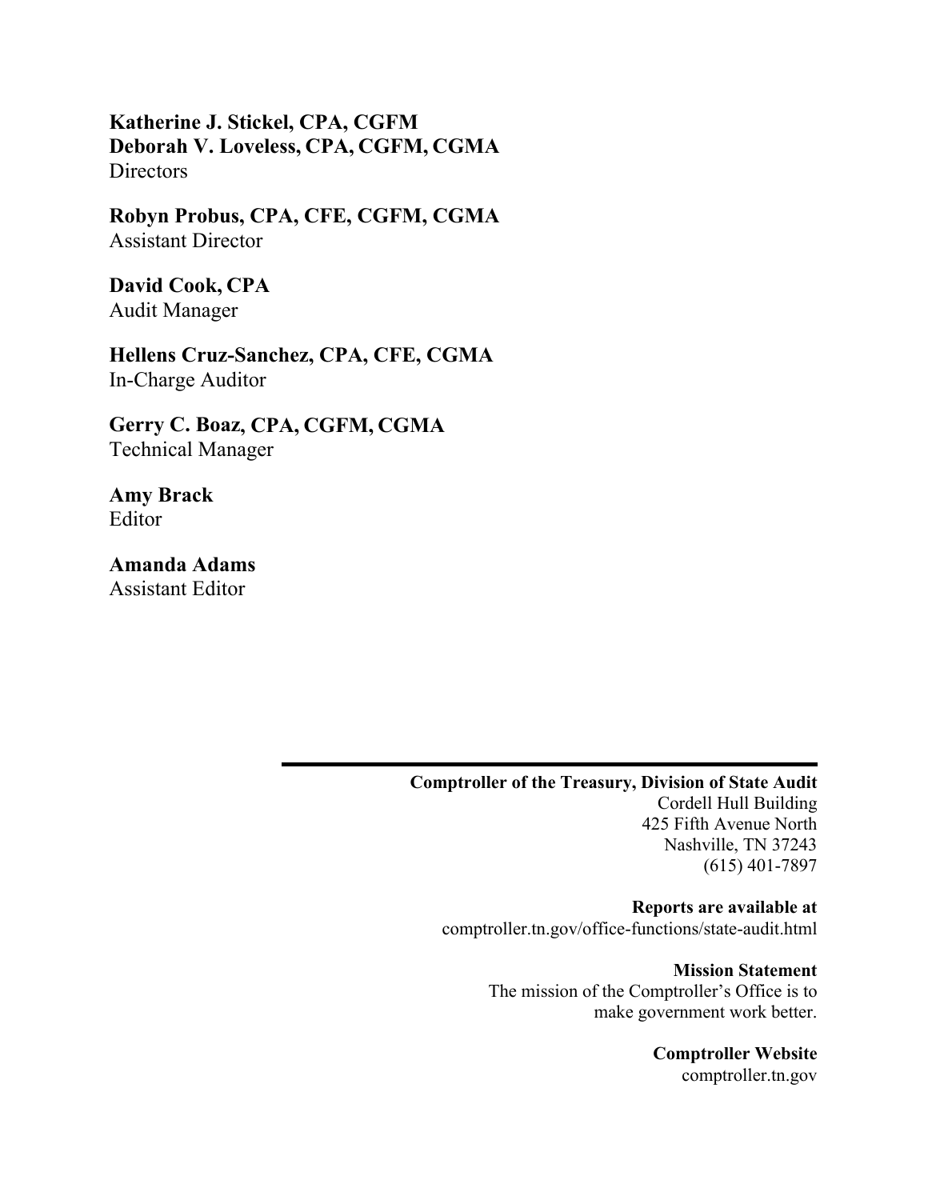**Katherine J. Stickel, CPA, CGFM**
**Deborah V. Loveless, CPA, CGFM, CGMA**
Directors

**Robyn Probus, CPA, CFE, CGFM, CGMA**
Assistant Director

**David Cook, CPA**
Audit Manager

**Hellens Cruz-Sanchez, CPA, CFE, CGMA**
In-Charge Auditor

**Gerry C. Boaz, CPA, CGFM, CGMA**
Technical Manager

**Amy Brack**
Editor

**Amanda Adams**
Assistant Editor

---

**Comptroller of the Treasury, Division of State Audit**
Cordell Hull Building
425 Fifth Avenue North
Nashville, TN 37243
(615) 401-7897

**Reports are available at**
comptroller.tn.gov/office-functions/state-audit.html

**Mission Statement**
The mission of the Comptroller's Office is to make government work better.

**Comptroller Website**
comptroller.tn.gov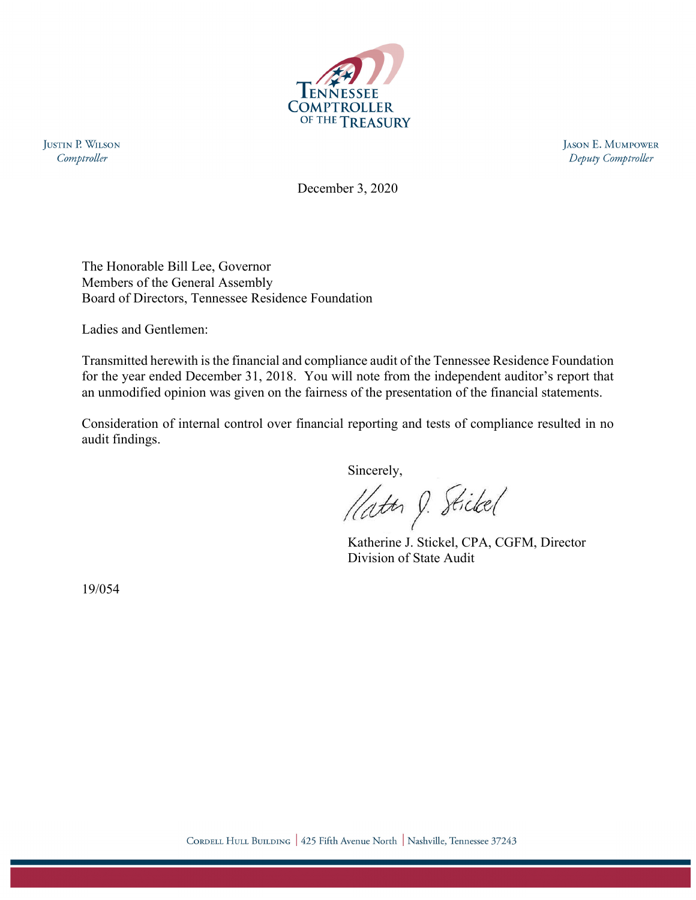Tennessee Comptroller of the Treasury

Justin P. Wilson
*Comptroller*

Jason E. Mumpower
*Deputy Comptroller*

December 3, 2020

The Honorable Bill Lee, Governor
Members of the General Assembly
Board of Directors, Tennessee Residence Foundation

Ladies and Gentlemen:

Transmitted herewith is the financial and compliance audit of the Tennessee Residence Foundation for the year ended December 31, 2018. You will note from the independent auditor's report that an unmodified opinion was given on the fairness of the presentation of the financial statements.

Consideration of internal control over financial reporting and tests of compliance resulted in no audit findings.

Sincerely,

Katherine J. Stickel, CPA, CGFM, Director
Division of State Audit

19/054

Cordell Hull Building | 425 Fifth Avenue North | Nashville, Tennessee 37243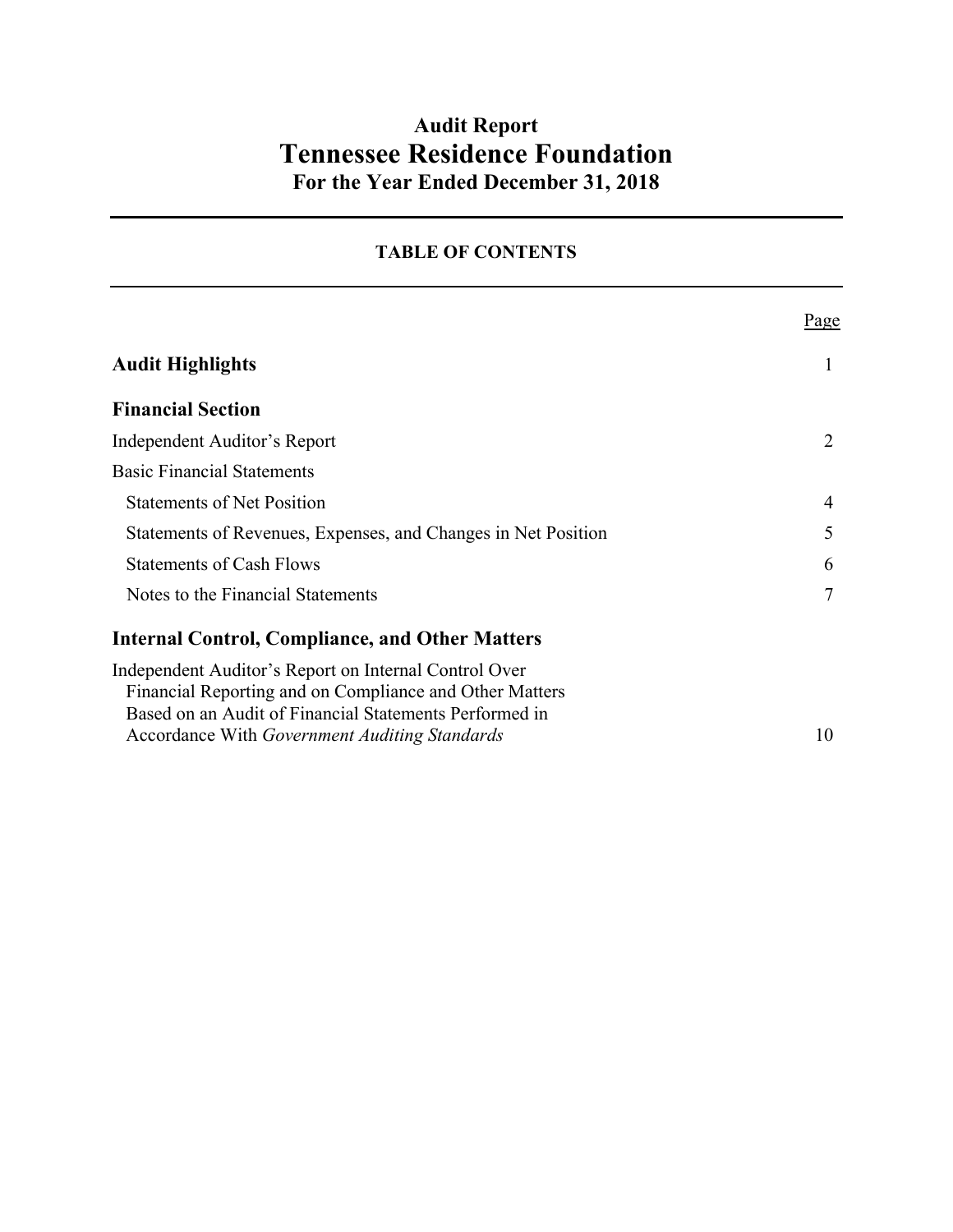# Audit Report
# Tennessee Residence Foundation
## For the Year Ended December 31, 2018

---

**TABLE OF CONTENTS**

---

| | Page |
|---|---|
| **Audit Highlights** | 1 |
| **Financial Section** | |
| Independent Auditor's Report | 2 |
| Basic Financial Statements | |
| Statements of Net Position | 4 |
| Statements of Revenues, Expenses, and Changes in Net Position | 5 |
| Statements of Cash Flows | 6 |
| Notes to the Financial Statements | 7 |
| **Internal Control, Compliance, and Other Matters** | |
| Independent Auditor's Report on Internal Control Over Financial Reporting and on Compliance and Other Matters Based on an Audit of Financial Statements Performed in Accordance With *Government Auditing Standards* | 10 |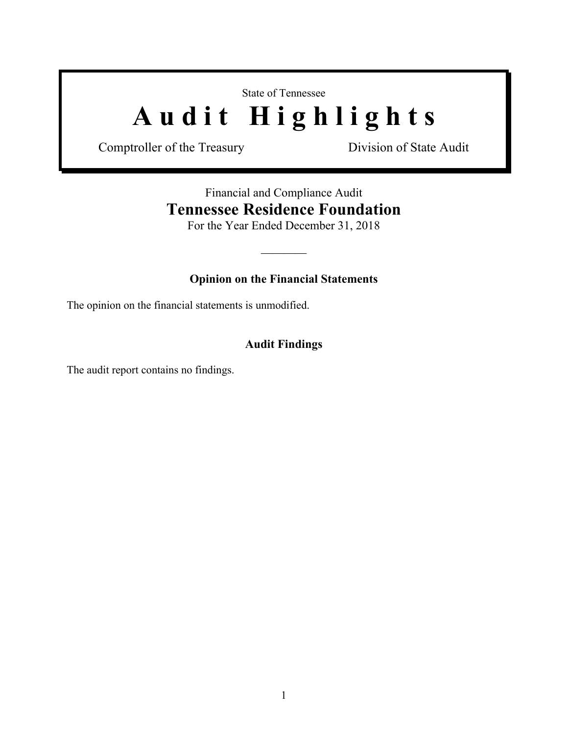State of Tennessee

# Audit Highlights

Comptroller of the Treasury — Division of State Audit

Financial and Compliance Audit

## Tennessee Residence Foundation

For the Year Ended December 31, 2018

---

### Opinion on the Financial Statements

The opinion on the financial statements is unmodified.

### Audit Findings

The audit report contains no findings.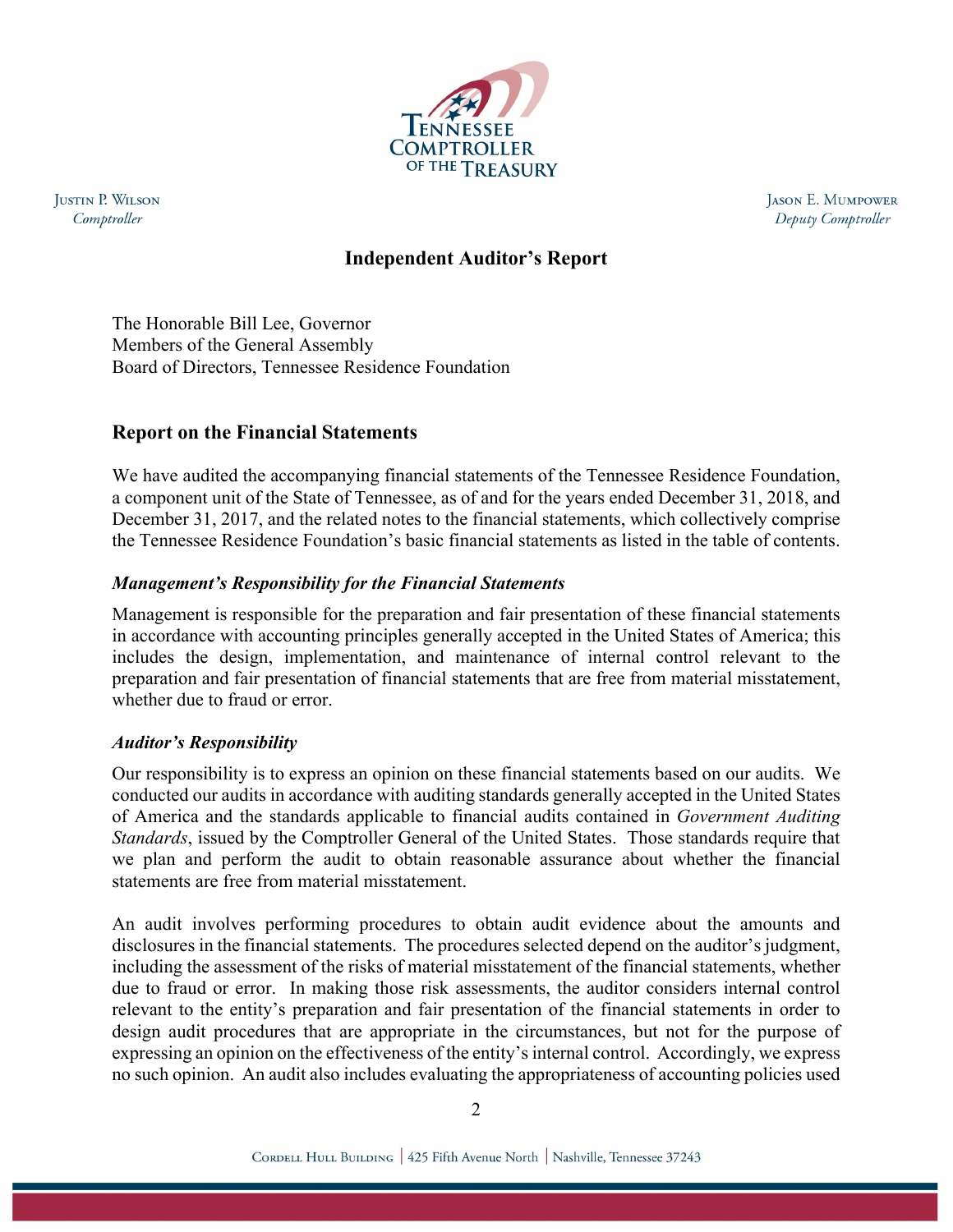Justin P. Wilson
*Comptroller*

Jason E. Mumpower
*Deputy Comptroller*

# Independent Auditor's Report

The Honorable Bill Lee, Governor
Members of the General Assembly
Board of Directors, Tennessee Residence Foundation

## Report on the Financial Statements

We have audited the accompanying financial statements of the Tennessee Residence Foundation, a component unit of the State of Tennessee, as of and for the years ended December 31, 2018, and December 31, 2017, and the related notes to the financial statements, which collectively comprise the Tennessee Residence Foundation's basic financial statements as listed in the table of contents.

### *Management's Responsibility for the Financial Statements*

Management is responsible for the preparation and fair presentation of these financial statements in accordance with accounting principles generally accepted in the United States of America; this includes the design, implementation, and maintenance of internal control relevant to the preparation and fair presentation of financial statements that are free from material misstatement, whether due to fraud or error.

### *Auditor's Responsibility*

Our responsibility is to express an opinion on these financial statements based on our audits. We conducted our audits in accordance with auditing standards generally accepted in the United States of America and the standards applicable to financial audits contained in *Government Auditing Standards*, issued by the Comptroller General of the United States. Those standards require that we plan and perform the audit to obtain reasonable assurance about whether the financial statements are free from material misstatement.

An audit involves performing procedures to obtain audit evidence about the amounts and disclosures in the financial statements. The procedures selected depend on the auditor's judgment, including the assessment of the risks of material misstatement of the financial statements, whether due to fraud or error. In making those risk assessments, the auditor considers internal control relevant to the entity's preparation and fair presentation of the financial statements in order to design audit procedures that are appropriate in the circumstances, but not for the purpose of expressing an opinion on the effectiveness of the entity's internal control. Accordingly, we express no such opinion. An audit also includes evaluating the appropriateness of accounting policies used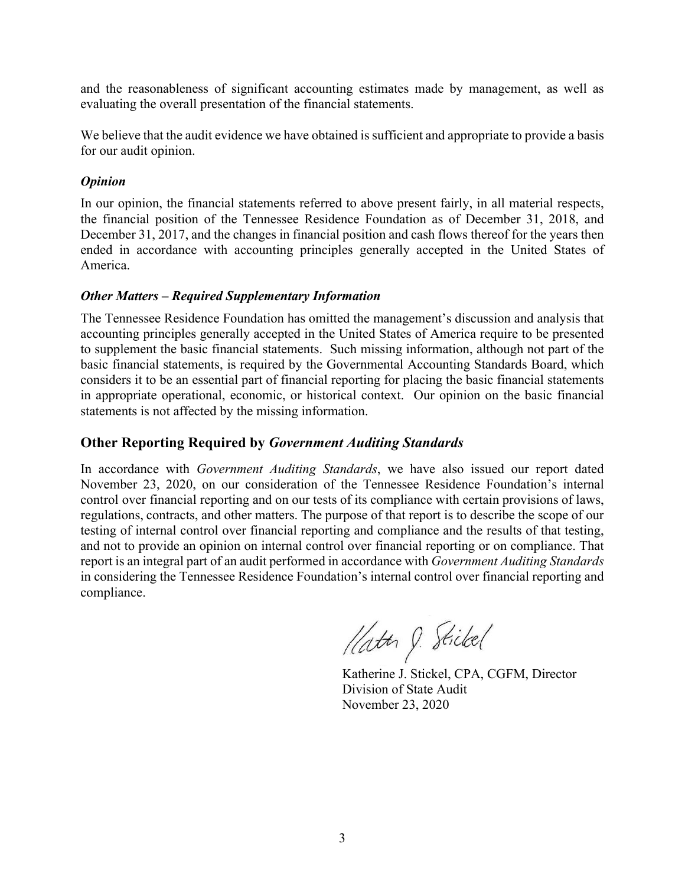and the reasonableness of significant accounting estimates made by management, as well as evaluating the overall presentation of the financial statements.

We believe that the audit evidence we have obtained is sufficient and appropriate to provide a basis for our audit opinion.

### *Opinion*

In our opinion, the financial statements referred to above present fairly, in all material respects, the financial position of the Tennessee Residence Foundation as of December 31, 2018, and December 31, 2017, and the changes in financial position and cash flows thereof for the years then ended in accordance with accounting principles generally accepted in the United States of America.

### *Other Matters – Required Supplementary Information*

The Tennessee Residence Foundation has omitted the management's discussion and analysis that accounting principles generally accepted in the United States of America require to be presented to supplement the basic financial statements. Such missing information, although not part of the basic financial statements, is required by the Governmental Accounting Standards Board, which considers it to be an essential part of financial reporting for placing the basic financial statements in appropriate operational, economic, or historical context. Our opinion on the basic financial statements is not affected by the missing information.

## Other Reporting Required by *Government Auditing Standards*

In accordance with *Government Auditing Standards*, we have also issued our report dated November 23, 2020, on our consideration of the Tennessee Residence Foundation's internal control over financial reporting and on our tests of its compliance with certain provisions of laws, regulations, contracts, and other matters. The purpose of that report is to describe the scope of our testing of internal control over financial reporting and compliance and the results of that testing, and not to provide an opinion on internal control over financial reporting or on compliance. That report is an integral part of an audit performed in accordance with *Government Auditing Standards* in considering the Tennessee Residence Foundation's internal control over financial reporting and compliance.

Katherine J. Stickel, CPA, CGFM, Director
Division of State Audit
November 23, 2020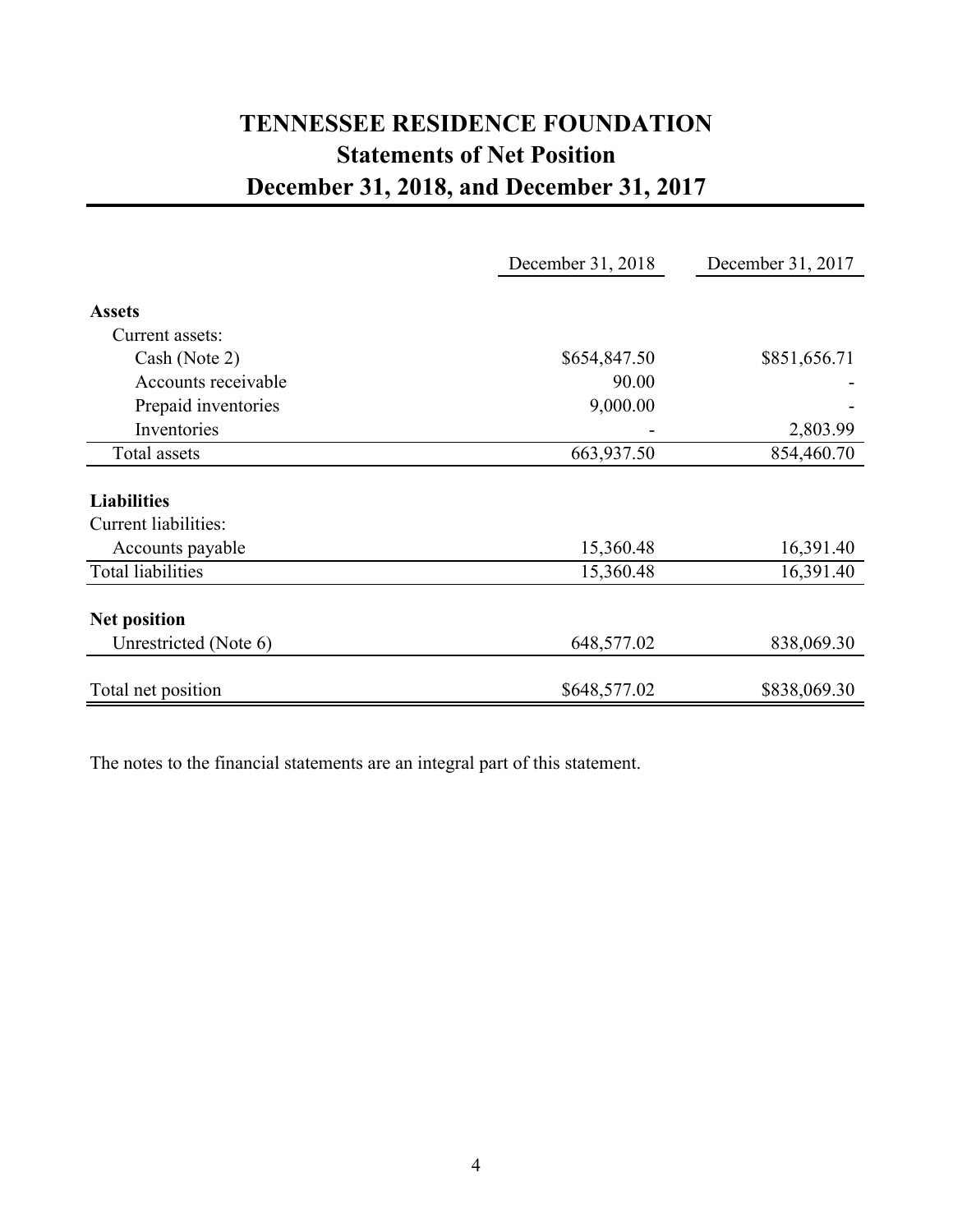# TENNESSEE RESIDENCE FOUNDATION
## Statements of Net Position
## December 31, 2018, and December 31, 2017

| | December 31, 2018 | December 31, 2017 |
|---|---|---|
| **Assets** | | |
| Current assets: | | |
| Cash (Note 2) | $654,847.50 | $851,656.71 |
| Accounts receivable | 90.00 | - |
| Prepaid inventories | 9,000.00 | - |
| Inventories | - | 2,803.99 |
| Total assets | 663,937.50 | 854,460.70 |
| **Liabilities** | | |
| Current liabilities: | | |
| Accounts payable | 15,360.48 | 16,391.40 |
| Total liabilities | 15,360.48 | 16,391.40 |
| **Net position** | | |
| Unrestricted (Note 6) | 648,577.02 | 838,069.30 |
| Total net position | $648,577.02 | $838,069.30 |

The notes to the financial statements are an integral part of this statement.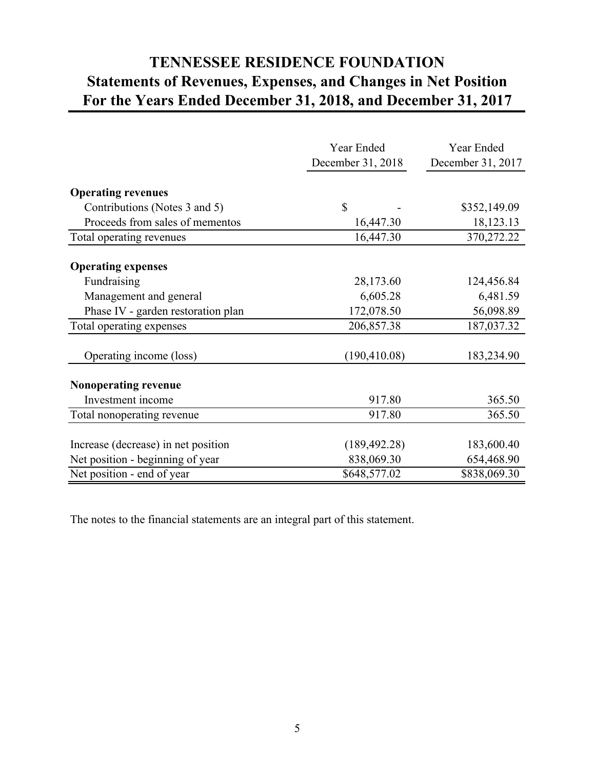# TENNESSEE RESIDENCE FOUNDATION
## Statements of Revenues, Expenses, and Changes in Net Position
## For the Years Ended December 31, 2018, and December 31, 2017

| | Year Ended December 31, 2018 | Year Ended December 31, 2017 |
|---|---|---|
| **Operating revenues** | | |
| Contributions (Notes 3 and 5) | $ - | $352,149.09 |
| Proceeds from sales of mementos | 16,447.30 | 18,123.13 |
| Total operating revenues | 16,447.30 | 370,272.22 |
| **Operating expenses** | | |
| Fundraising | 28,173.60 | 124,456.84 |
| Management and general | 6,605.28 | 6,481.59 |
| Phase IV - garden restoration plan | 172,078.50 | 56,098.89 |
| Total operating expenses | 206,857.38 | 187,037.32 |
| Operating income (loss) | (190,410.08) | 183,234.90 |
| **Nonoperating revenue** | | |
| Investment income | 917.80 | 365.50 |
| Total nonoperating revenue | 917.80 | 365.50 |
| Increase (decrease) in net position | (189,492.28) | 183,600.40 |
| Net position - beginning of year | 838,069.30 | 654,468.90 |
| Net position - end of year | $648,577.02 | $838,069.30 |

The notes to the financial statements are an integral part of this statement.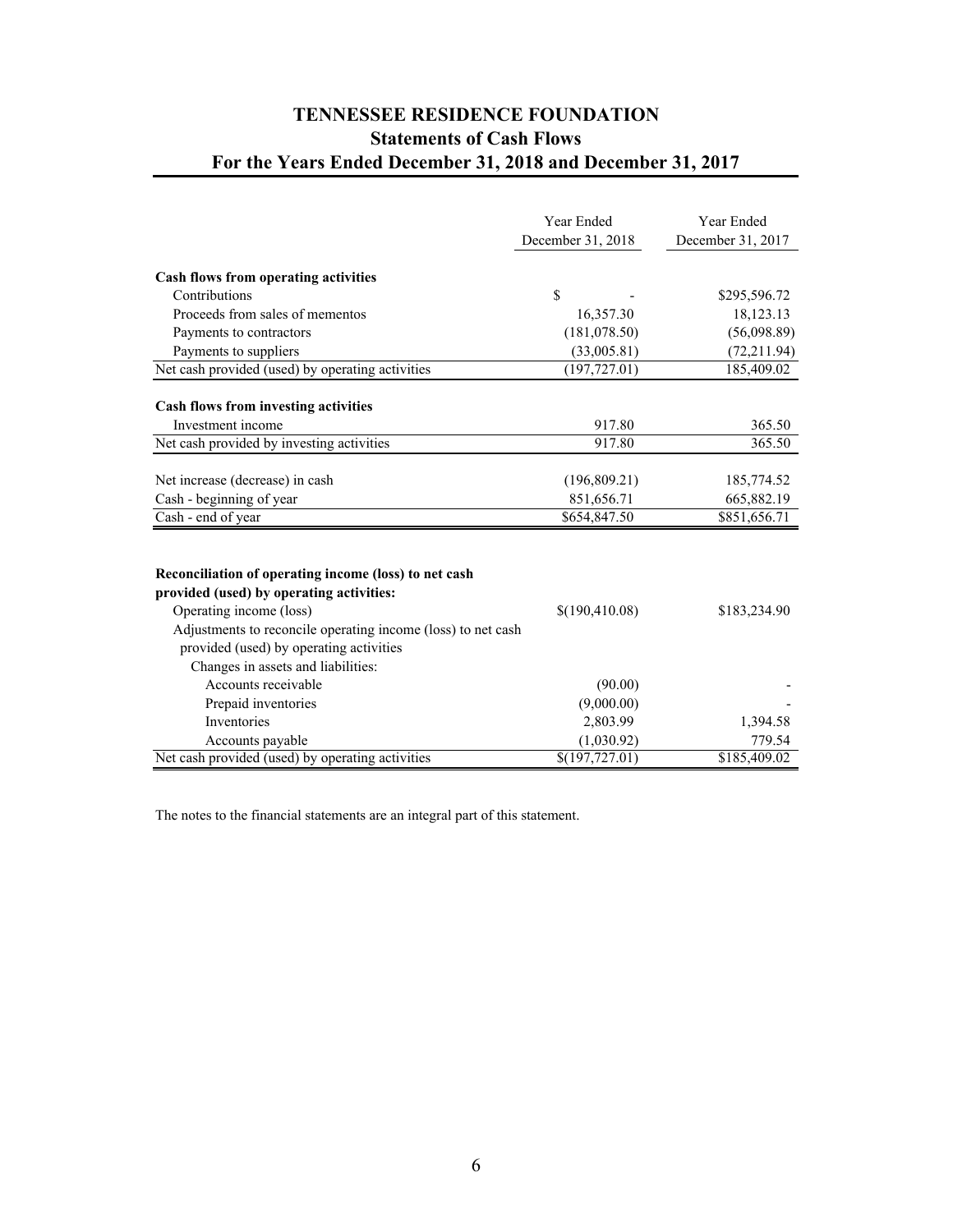# TENNESSEE RESIDENCE FOUNDATION
## Statements of Cash Flows
## For the Years Ended December 31, 2018 and December 31, 2017

| | Year Ended December 31, 2018 | Year Ended December 31, 2017 |
|---|---|---|
| **Cash flows from operating activities** | | |
| Contributions | $ - | $295,596.72 |
| Proceeds from sales of mementos | 16,357.30 | 18,123.13 |
| Payments to contractors | (181,078.50) | (56,098.89) |
| Payments to suppliers | (33,005.81) | (72,211.94) |
| Net cash provided (used) by operating activities | (197,727.01) | 185,409.02 |
| **Cash flows from investing activities** | | |
| Investment income | 917.80 | 365.50 |
| Net cash provided by investing activities | 917.80 | 365.50 |
| Net increase (decrease) in cash | (196,809.21) | 185,774.52 |
| Cash - beginning of year | 851,656.71 | 665,882.19 |
| Cash - end of year | $654,847.50 | $851,656.71 |
| **Reconciliation of operating income (loss) to net cash provided (used) by operating activities:** | | |
| Operating income (loss) | $(190,410.08) | $183,234.90 |
| Adjustments to reconcile operating income (loss) to net cash provided (used) by operating activities | | |
| Changes in assets and liabilities: | | |
| Accounts receivable | (90.00) | - |
| Prepaid inventories | (9,000.00) | - |
| Inventories | 2,803.99 | 1,394.58 |
| Accounts payable | (1,030.92) | 779.54 |
| Net cash provided (used) by operating activities | $(197,727.01) | $185,409.02 |

The notes to the financial statements are an integral part of this statement.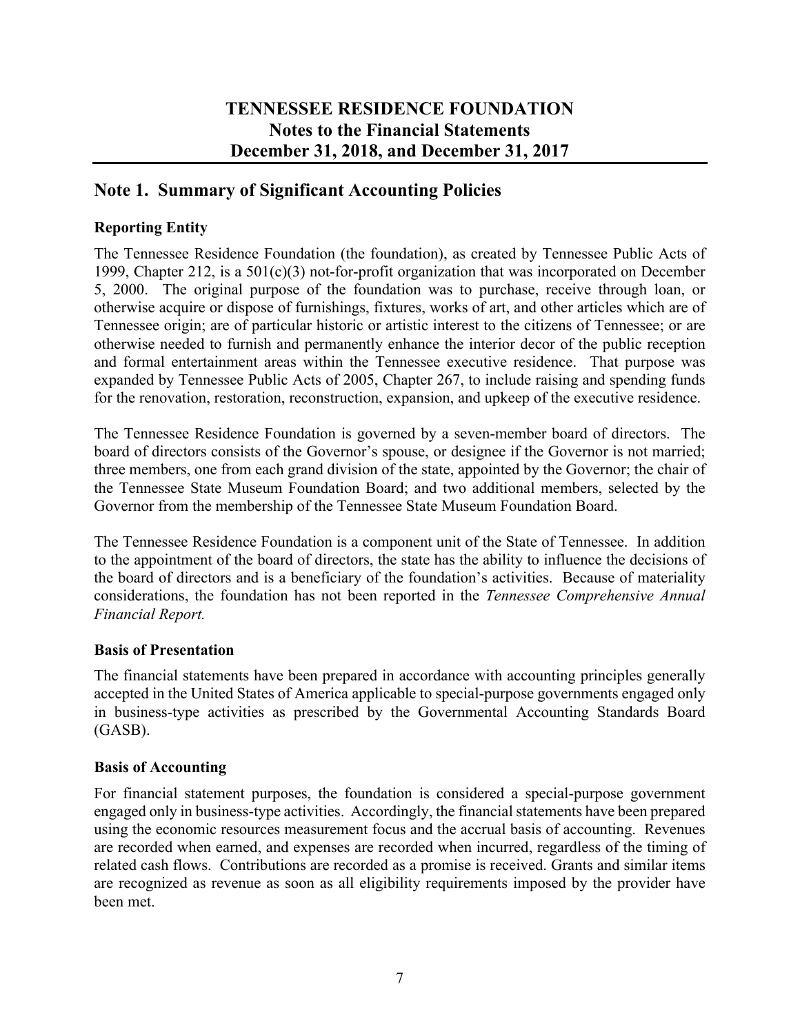# TENNESSEE RESIDENCE FOUNDATION
## Notes to the Financial Statements
## December 31, 2018, and December 31, 2017

## Note 1. Summary of Significant Accounting Policies

### Reporting Entity

The Tennessee Residence Foundation (the foundation), as created by Tennessee Public Acts of 1999, Chapter 212, is a 501(c)(3) not-for-profit organization that was incorporated on December 5, 2000. The original purpose of the foundation was to purchase, receive through loan, or otherwise acquire or dispose of furnishings, fixtures, works of art, and other articles which are of Tennessee origin; are of particular historic or artistic interest to the citizens of Tennessee; or are otherwise needed to furnish and permanently enhance the interior decor of the public reception and formal entertainment areas within the Tennessee executive residence. That purpose was expanded by Tennessee Public Acts of 2005, Chapter 267, to include raising and spending funds for the renovation, restoration, reconstruction, expansion, and upkeep of the executive residence.

The Tennessee Residence Foundation is governed by a seven-member board of directors. The board of directors consists of the Governor's spouse, or designee if the Governor is not married; three members, one from each grand division of the state, appointed by the Governor; the chair of the Tennessee State Museum Foundation Board; and two additional members, selected by the Governor from the membership of the Tennessee State Museum Foundation Board.

The Tennessee Residence Foundation is a component unit of the State of Tennessee. In addition to the appointment of the board of directors, the state has the ability to influence the decisions of the board of directors and is a beneficiary of the foundation's activities. Because of materiality considerations, the foundation has not been reported in the *Tennessee Comprehensive Annual Financial Report.*

### Basis of Presentation

The financial statements have been prepared in accordance with accounting principles generally accepted in the United States of America applicable to special-purpose governments engaged only in business-type activities as prescribed by the Governmental Accounting Standards Board (GASB).

### Basis of Accounting

For financial statement purposes, the foundation is considered a special-purpose government engaged only in business-type activities. Accordingly, the financial statements have been prepared using the economic resources measurement focus and the accrual basis of accounting. Revenues are recorded when earned, and expenses are recorded when incurred, regardless of the timing of related cash flows. Contributions are recorded as a promise is received. Grants and similar items are recognized as revenue as soon as all eligibility requirements imposed by the provider have been met.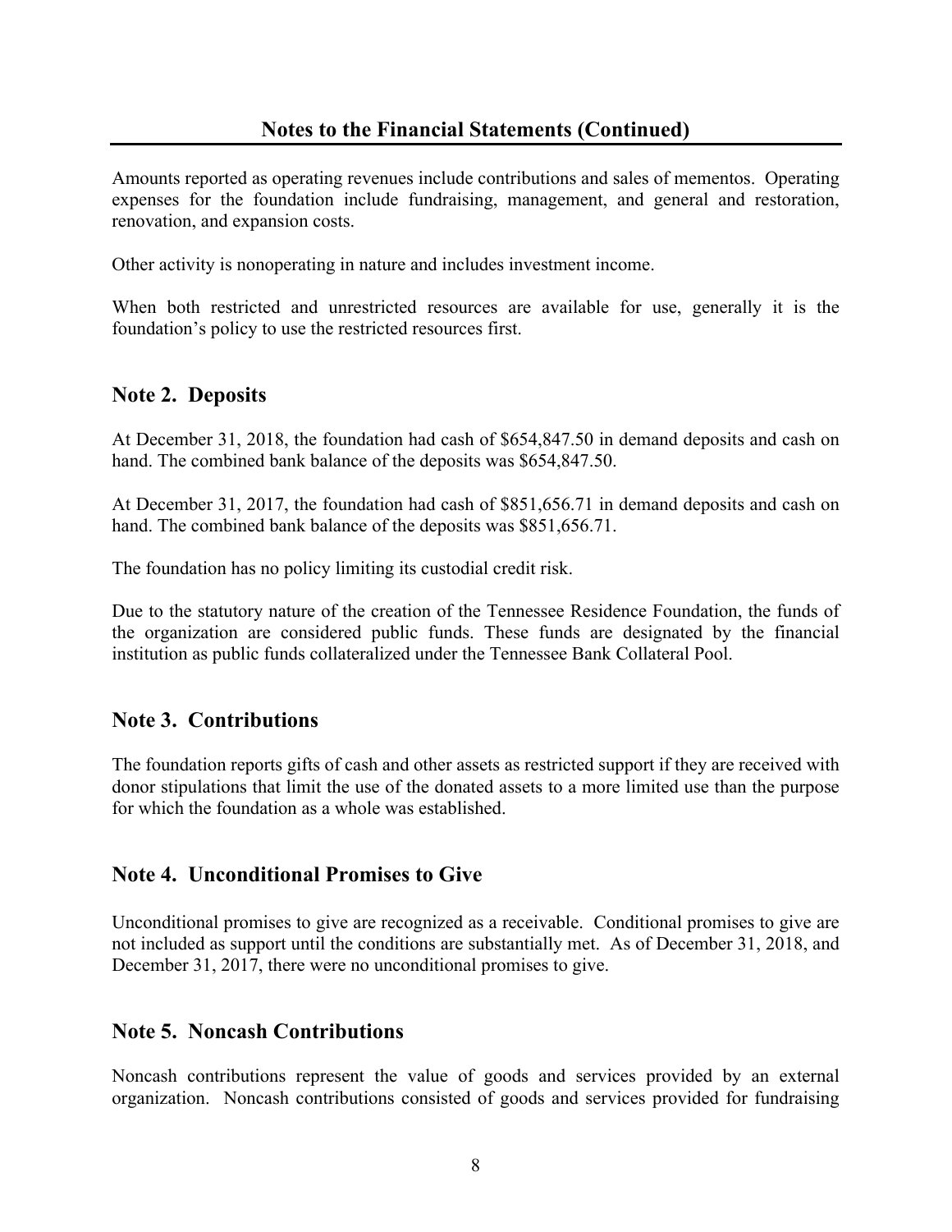## Notes to the Financial Statements (Continued)

Amounts reported as operating revenues include contributions and sales of mementos. Operating expenses for the foundation include fundraising, management, and general and restoration, renovation, and expansion costs.

Other activity is nonoperating in nature and includes investment income.

When both restricted and unrestricted resources are available for use, generally it is the foundation's policy to use the restricted resources first.

## Note 2. Deposits

At December 31, 2018, the foundation had cash of $654,847.50 in demand deposits and cash on hand. The combined bank balance of the deposits was $654,847.50.

At December 31, 2017, the foundation had cash of $851,656.71 in demand deposits and cash on hand. The combined bank balance of the deposits was $851,656.71.

The foundation has no policy limiting its custodial credit risk.

Due to the statutory nature of the creation of the Tennessee Residence Foundation, the funds of the organization are considered public funds. These funds are designated by the financial institution as public funds collateralized under the Tennessee Bank Collateral Pool.

## Note 3. Contributions

The foundation reports gifts of cash and other assets as restricted support if they are received with donor stipulations that limit the use of the donated assets to a more limited use than the purpose for which the foundation as a whole was established.

## Note 4. Unconditional Promises to Give

Unconditional promises to give are recognized as a receivable. Conditional promises to give are not included as support until the conditions are substantially met. As of December 31, 2018, and December 31, 2017, there were no unconditional promises to give.

## Note 5. Noncash Contributions

Noncash contributions represent the value of goods and services provided by an external organization. Noncash contributions consisted of goods and services provided for fundraising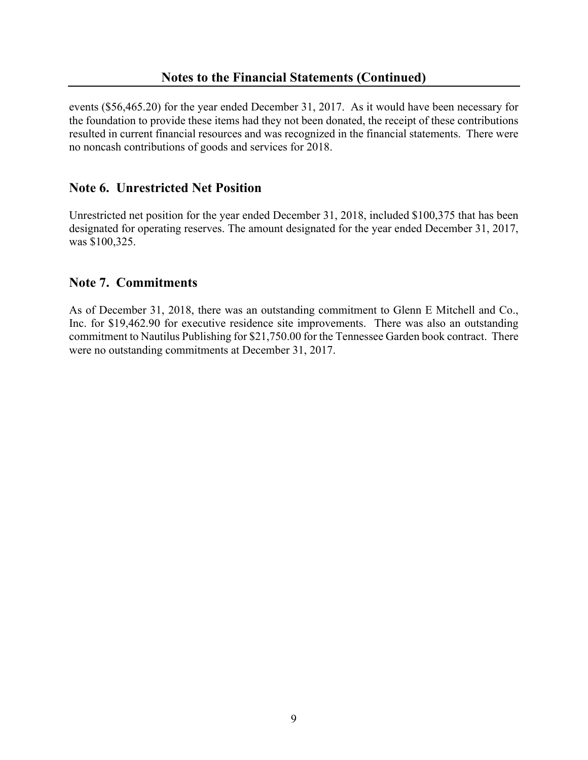events ($56,465.20) for the year ended December 31, 2017. As it would have been necessary for the foundation to provide these items had they not been donated, the receipt of these contributions resulted in current financial resources and was recognized in the financial statements. There were no noncash contributions of goods and services for 2018.

## Note 6. Unrestricted Net Position

Unrestricted net position for the year ended December 31, 2018, included $100,375 that has been designated for operating reserves. The amount designated for the year ended December 31, 2017, was $100,325.

## Note 7. Commitments

As of December 31, 2018, there was an outstanding commitment to Glenn E Mitchell and Co., Inc. for $19,462.90 for executive residence site improvements. There was also an outstanding commitment to Nautilus Publishing for $21,750.00 for the Tennessee Garden book contract. There were no outstanding commitments at December 31, 2017.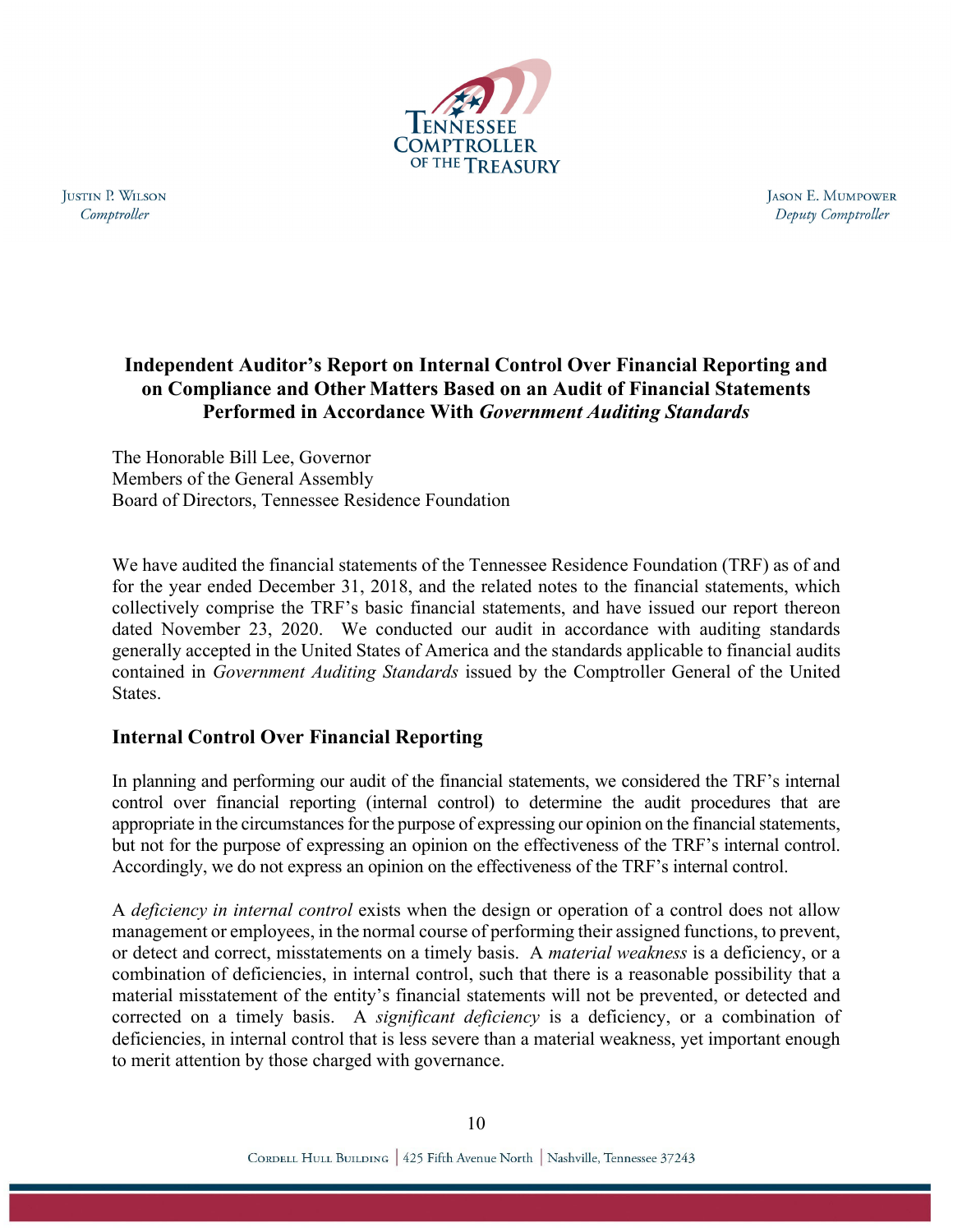Justin P. Wilson
*Comptroller*

Jason E. Mumpower
*Deputy Comptroller*

## Independent Auditor's Report on Internal Control Over Financial Reporting and on Compliance and Other Matters Based on an Audit of Financial Statements Performed in Accordance With *Government Auditing Standards*

The Honorable Bill Lee, Governor
Members of the General Assembly
Board of Directors, Tennessee Residence Foundation

We have audited the financial statements of the Tennessee Residence Foundation (TRF) as of and for the year ended December 31, 2018, and the related notes to the financial statements, which collectively comprise the TRF's basic financial statements, and have issued our report thereon dated November 23, 2020. We conducted our audit in accordance with auditing standards generally accepted in the United States of America and the standards applicable to financial audits contained in *Government Auditing Standards* issued by the Comptroller General of the United States.

### Internal Control Over Financial Reporting

In planning and performing our audit of the financial statements, we considered the TRF's internal control over financial reporting (internal control) to determine the audit procedures that are appropriate in the circumstances for the purpose of expressing our opinion on the financial statements, but not for the purpose of expressing an opinion on the effectiveness of the TRF's internal control. Accordingly, we do not express an opinion on the effectiveness of the TRF's internal control.

A *deficiency in internal control* exists when the design or operation of a control does not allow management or employees, in the normal course of performing their assigned functions, to prevent, or detect and correct, misstatements on a timely basis. A *material weakness* is a deficiency, or a combination of deficiencies, in internal control, such that there is a reasonable possibility that a material misstatement of the entity's financial statements will not be prevented, or detected and corrected on a timely basis. A *significant deficiency* is a deficiency, or a combination of deficiencies, in internal control that is less severe than a material weakness, yet important enough to merit attention by those charged with governance.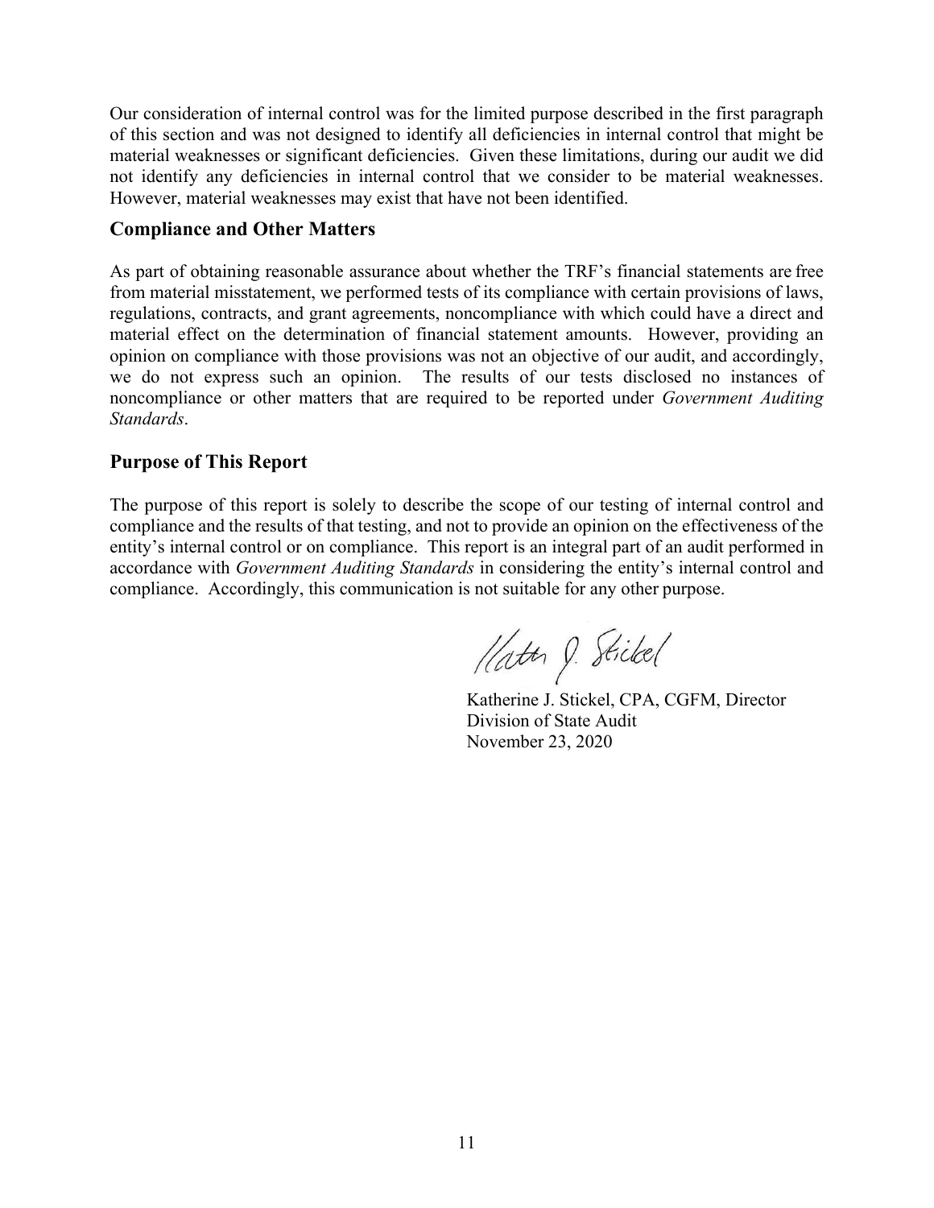Our consideration of internal control was for the limited purpose described in the first paragraph of this section and was not designed to identify all deficiencies in internal control that might be material weaknesses or significant deficiencies. Given these limitations, during our audit we did not identify any deficiencies in internal control that we consider to be material weaknesses. However, material weaknesses may exist that have not been identified.

## Compliance and Other Matters

As part of obtaining reasonable assurance about whether the TRF's financial statements are free from material misstatement, we performed tests of its compliance with certain provisions of laws, regulations, contracts, and grant agreements, noncompliance with which could have a direct and material effect on the determination of financial statement amounts. However, providing an opinion on compliance with those provisions was not an objective of our audit, and accordingly, we do not express such an opinion. The results of our tests disclosed no instances of noncompliance or other matters that are required to be reported under *Government Auditing Standards*.

## Purpose of This Report

The purpose of this report is solely to describe the scope of our testing of internal control and compliance and the results of that testing, and not to provide an opinion on the effectiveness of the entity's internal control or on compliance. This report is an integral part of an audit performed in accordance with *Government Auditing Standards* in considering the entity's internal control and compliance. Accordingly, this communication is not suitable for any other purpose.

Katherine J. Stickel, CPA, CGFM, Director
Division of State Audit
November 23, 2020